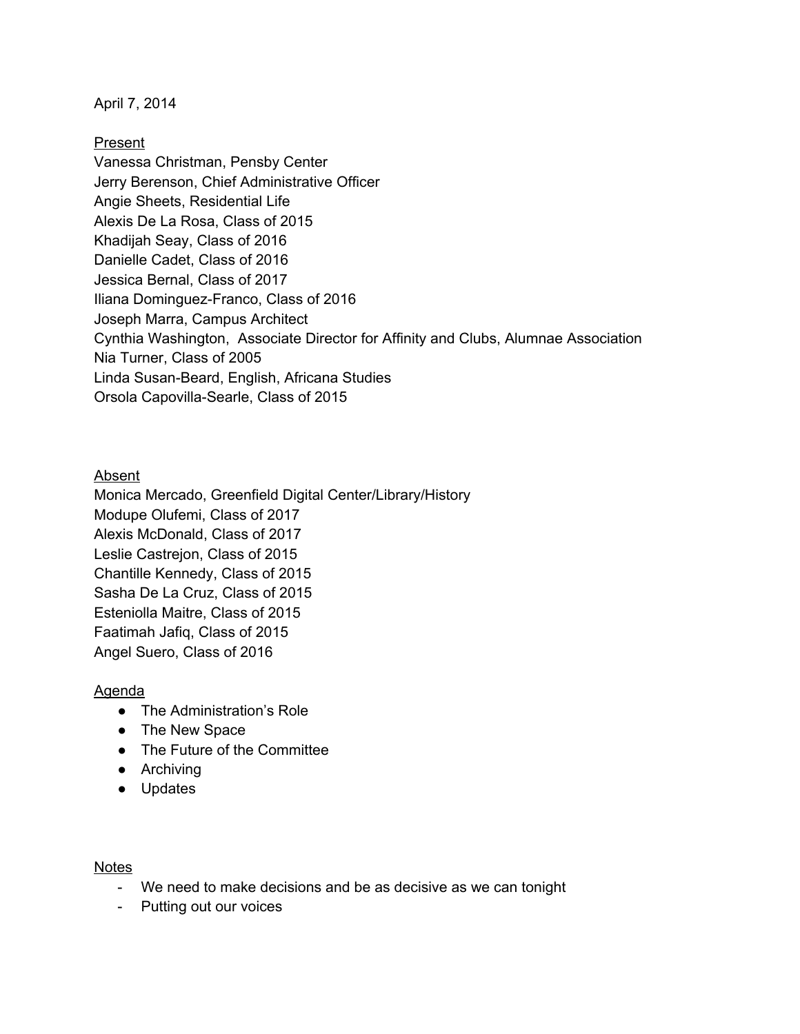April 7, 2014

<u>Present</u>

Vanessa Christman, Pensby Center
Jerry Berenson, Chief Administrative Officer
Angie Sheets, Residential Life
Alexis De La Rosa, Class of 2015
Khadijah Seay, Class of 2016
Danielle Cadet, Class of 2016
Jessica Bernal, Class of 2017
Iliana Dominguez-Franco, Class of 2016
Joseph Marra, Campus Architect
Cynthia Washington, Associate Director for Affinity and Clubs, Alumnae Association
Nia Turner, Class of 2005
Linda Susan-Beard, English, Africana Studies
Orsola Capovilla-Searle, Class of 2015

<u>Absent</u>

Monica Mercado, Greenfield Digital Center/Library/History
Modupe Olufemi, Class of 2017
Alexis McDonald, Class of 2017
Leslie Castrejon, Class of 2015
Chantille Kennedy, Class of 2015
Sasha De La Cruz, Class of 2015
Esteniolla Maitre, Class of 2015
Faatimah Jafiq, Class of 2015
Angel Suero, Class of 2016

<u>Agenda</u>

- The Administration's Role
- The New Space
- The Future of the Committee
- Archiving
- Updates

<u>Notes</u>

- We need to make decisions and be as decisive as we can tonight
- Putting out our voices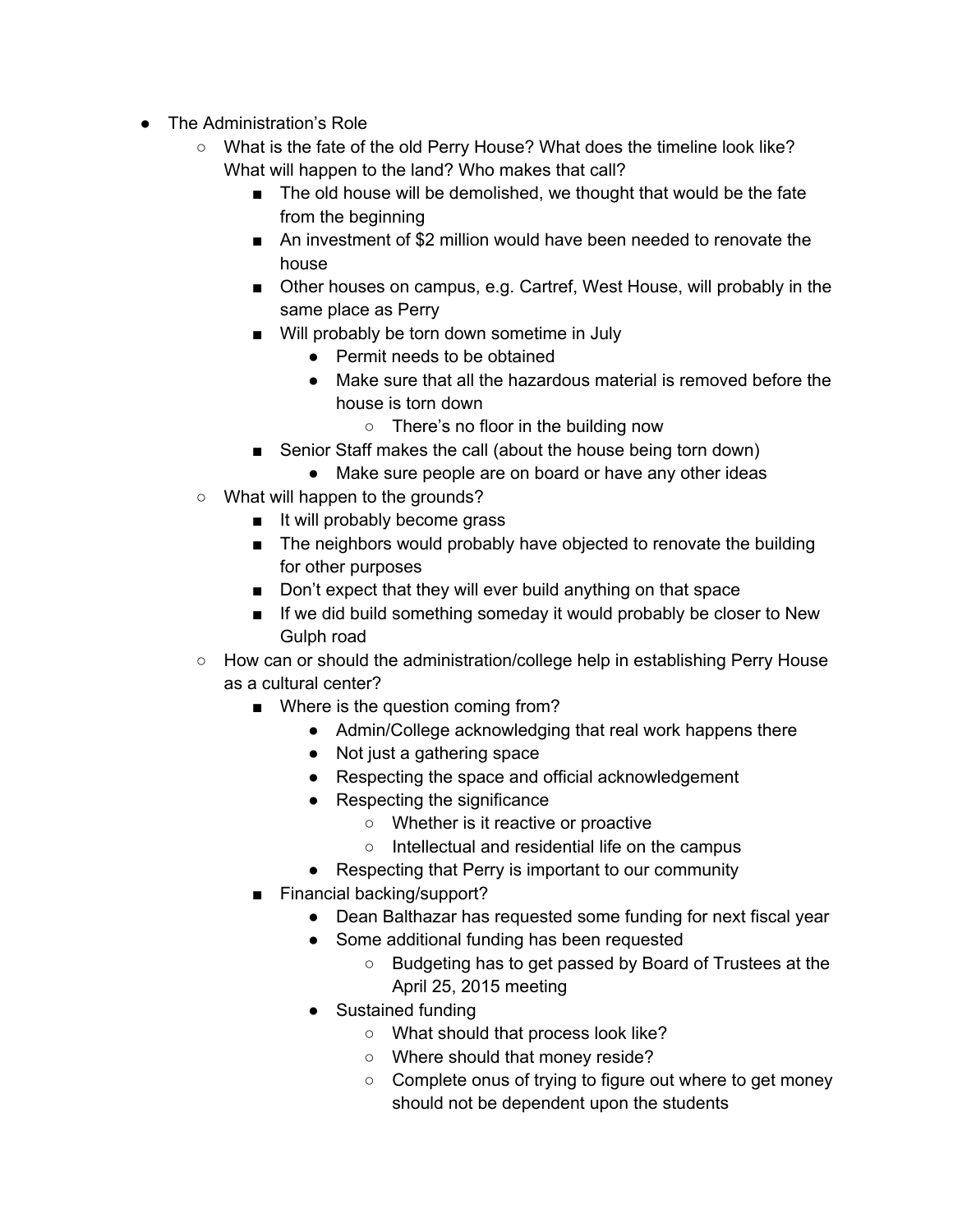- The Administration's Role
  - What is the fate of the old Perry House? What does the timeline look like? What will happen to the land? Who makes that call?
    - The old house will be demolished, we thought that would be the fate from the beginning
    - An investment of $2 million would have been needed to renovate the house
    - Other houses on campus, e.g. Cartref, West House, will probably in the same place as Perry
    - Will probably be torn down sometime in July
      - Permit needs to be obtained
      - Make sure that all the hazardous material is removed before the house is torn down
        - There's no floor in the building now
    - Senior Staff makes the call (about the house being torn down)
      - Make sure people are on board or have any other ideas
  - What will happen to the grounds?
    - It will probably become grass
    - The neighbors would probably have objected to renovate the building for other purposes
    - Don't expect that they will ever build anything on that space
    - If we did build something someday it would probably be closer to New Gulph road
  - How can or should the administration/college help in establishing Perry House as a cultural center?
    - Where is the question coming from?
      - Admin/College acknowledging that real work happens there
      - Not just a gathering space
      - Respecting the space and official acknowledgement
      - Respecting the significance
        - Whether is it reactive or proactive
        - Intellectual and residential life on the campus
      - Respecting that Perry is important to our community
    - Financial backing/support?
      - Dean Balthazar has requested some funding for next fiscal year
      - Some additional funding has been requested
        - Budgeting has to get passed by Board of Trustees at the April 25, 2015 meeting
      - Sustained funding
        - What should that process look like?
        - Where should that money reside?
        - Complete onus of trying to figure out where to get money should not be dependent upon the students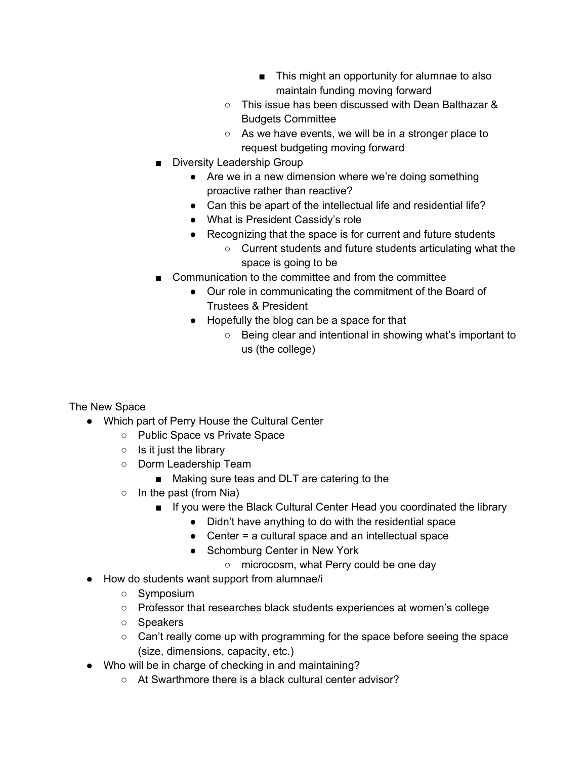- This might an opportunity for alumnae to also maintain funding moving forward
            - This issue has been discussed with Dean Balthazar & Budgets Committee
            - As we have events, we will be in a stronger place to request budgeting moving forward
    - Diversity Leadership Group
        - Are we in a new dimension where we're doing something proactive rather than reactive?
        - Can this be apart of the intellectual life and residential life?
        - What is President Cassidy's role
        - Recognizing that the space is for current and future students
            - Current students and future students articulating what the space is going to be
    - Communication to the committee and from the committee
        - Our role in communicating the commitment of the Board of Trustees & President
        - Hopefully the blog can be a space for that
            - Being clear and intentional in showing what's important to us (the college)

The New Space

- Which part of Perry House the Cultural Center
    - Public Space vs Private Space
    - Is it just the library
    - Dorm Leadership Team
        - Making sure teas and DLT are catering to the
    - In the past (from Nia)
        - If you were the Black Cultural Center Head you coordinated the library
            - Didn't have anything to do with the residential space
            - Center = a cultural space and an intellectual space
            - Schomburg Center in New York
                - microcosm, what Perry could be one day
- How do students want support from alumnae/i
    - Symposium
    - Professor that researches black students experiences at women's college
    - Speakers
    - Can't really come up with programming for the space before seeing the space (size, dimensions, capacity, etc.)
- Who will be in charge of checking in and maintaining?
    - At Swarthmore there is a black cultural center advisor?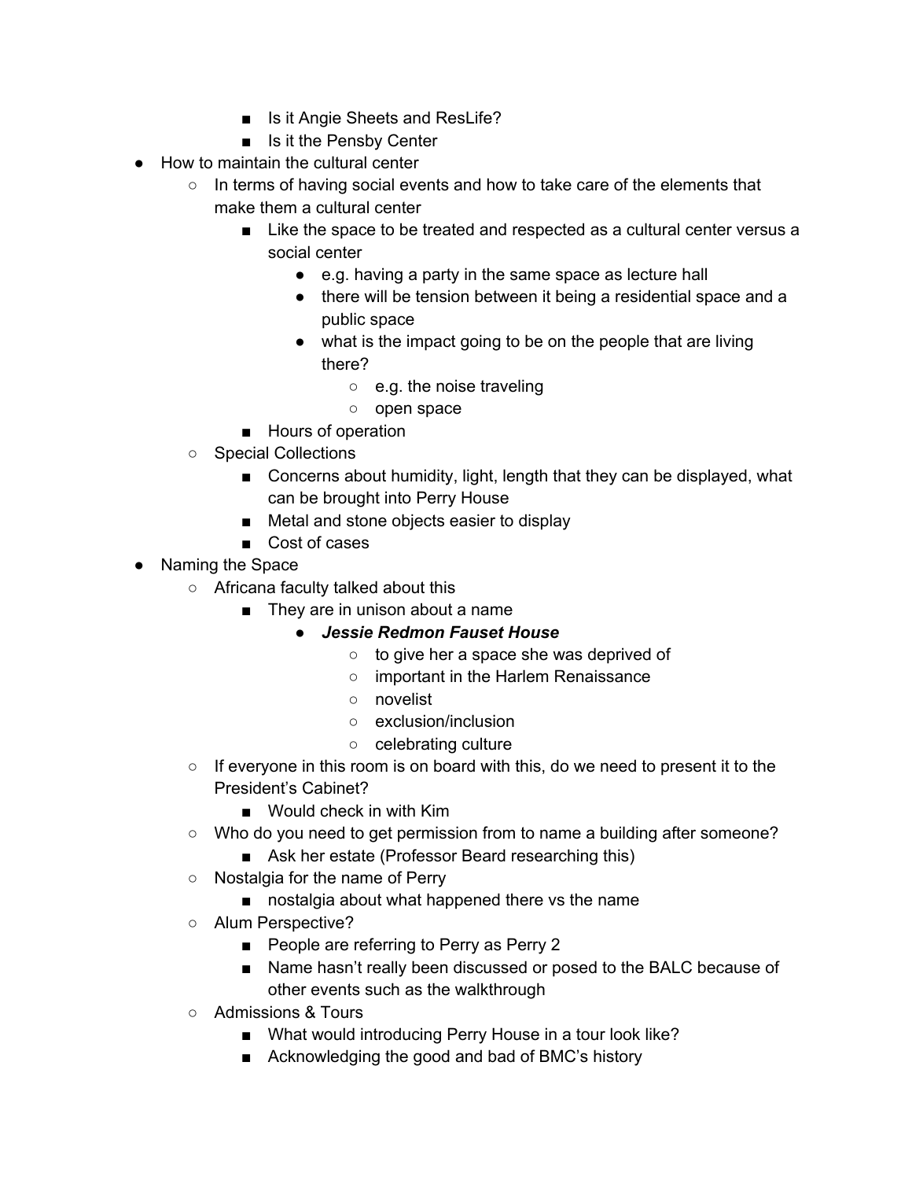- Is it Angie Sheets and ResLife?
    - Is it the Pensby Center
- How to maintain the cultural center
  - In terms of having social events and how to take care of the elements that make them a cultural center
    - Like the space to be treated and respected as a cultural center versus a social center
      - e.g. having a party in the same space as lecture hall
      - there will be tension between it being a residential space and a public space
      - what is the impact going to be on the people that are living there?
        - e.g. the noise traveling
        - open space
    - Hours of operation
  - Special Collections
    - Concerns about humidity, light, length that they can be displayed, what can be brought into Perry House
    - Metal and stone objects easier to display
    - Cost of cases
- Naming the Space
  - Africana faculty talked about this
    - They are in unison about a name
      - ***Jessie Redmon Fauset House***
        - to give her a space she was deprived of
        - important in the Harlem Renaissance
        - novelist
        - exclusion/inclusion
        - celebrating culture
  - If everyone in this room is on board with this, do we need to present it to the President's Cabinet?
    - Would check in with Kim
  - Who do you need to get permission from to name a building after someone?
    - Ask her estate (Professor Beard researching this)
  - Nostalgia for the name of Perry
    - nostalgia about what happened there vs the name
  - Alum Perspective?
    - People are referring to Perry as Perry 2
    - Name hasn't really been discussed or posed to the BALC because of other events such as the walkthrough
  - Admissions & Tours
    - What would introducing Perry House in a tour look like?
    - Acknowledging the good and bad of BMC's history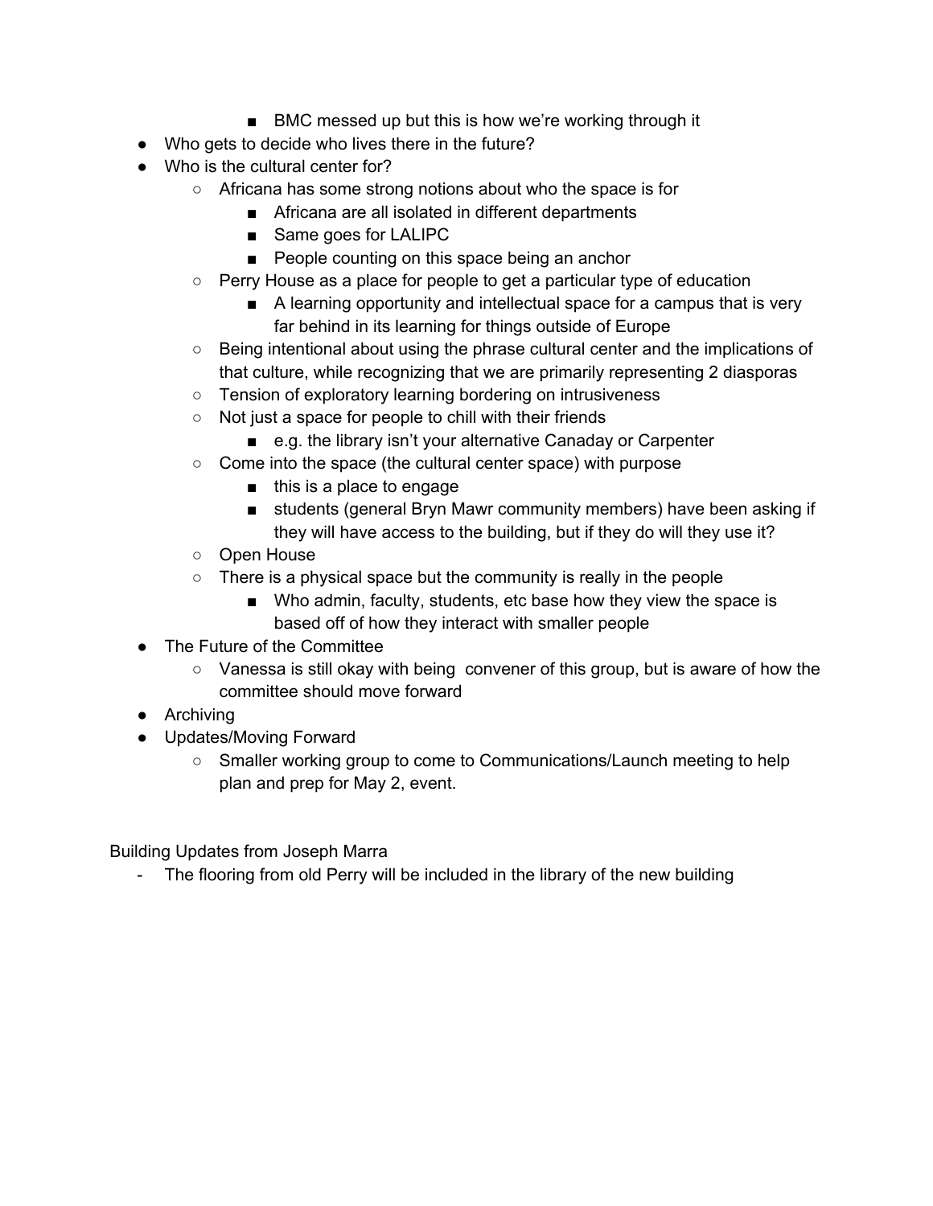- BMC messed up but this is how we're working through it
- Who gets to decide who lives there in the future?
- Who is the cultural center for?
    - Africana has some strong notions about who the space is for
        - Africana are all isolated in different departments
        - Same goes for LALIPC
        - People counting on this space being an anchor
    - Perry House as a place for people to get a particular type of education
        - A learning opportunity and intellectual space for a campus that is very far behind in its learning for things outside of Europe
    - Being intentional about using the phrase cultural center and the implications of that culture, while recognizing that we are primarily representing 2 diasporas
    - Tension of exploratory learning bordering on intrusiveness
    - Not just a space for people to chill with their friends
        - e.g. the library isn't your alternative Canaday or Carpenter
    - Come into the space (the cultural center space) with purpose
        - this is a place to engage
        - students (general Bryn Mawr community members) have been asking if they will have access to the building, but if they do will they use it?
    - Open House
    - There is a physical space but the community is really in the people
        - Who admin, faculty, students, etc base how they view the space is based off of how they interact with smaller people
- The Future of the Committee
    - Vanessa is still okay with being  convener of this group, but is aware of how the committee should move forward
- Archiving
- Updates/Moving Forward
    - Smaller working group to come to Communications/Launch meeting to help plan and prep for May 2, event.

Building Updates from Joseph Marra

- The flooring from old Perry will be included in the library of the new building